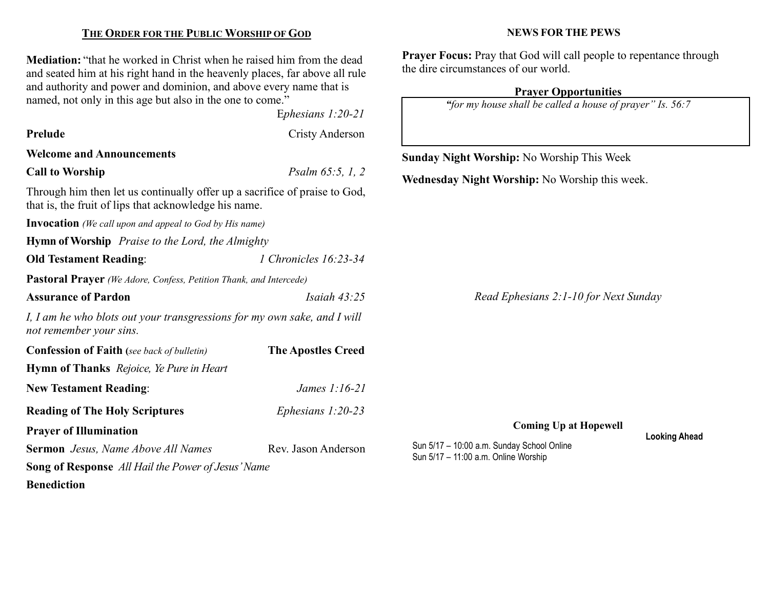## The Order for the Public Worship of God

**Mediation:** "that he worked in Christ when he raised him from the dead and seated him at his right hand in the heavenly places, far above all rule and authority and power and dominion, and above every name that is named, not only in this age but also in the one to come."
*Ephesians 1:20-21*

**Prelude** Cristy Anderson

**Welcome and Announcements**

**Call to Worship** *Psalm 65:5, 1, 2*

Through him then let us continually offer up a sacrifice of praise to God, that is, the fruit of lips that acknowledge his name.

**Invocation** *(We call upon and appeal to God by His name)*

**Hymn of Worship** *Praise to the Lord, the Almighty*

**Old Testament Reading**: *1 Chronicles 16:23-34*

**Pastoral Prayer** *(We Adore, Confess, Petition Thank, and Intercede)*

**Assurance of Pardon** *Isaiah 43:25*

*I, I am he who blots out your transgressions for my own sake, and I will not remember your sins.*

**Confession of Faith (***see back of bulletin***)** **The Apostles Creed**

**Hymn of Thanks** *Rejoice, Ye Pure in Heart*

**New Testament Reading**: *James 1:16-21*

**Reading of The Holy Scriptures** *Ephesians 1:20-23*

**Prayer of Illumination**

**Sermon** *Jesus, Name Above All Names* Rev. Jason Anderson

**Song of Response** *All Hail the Power of Jesus' Name*

**Benediction**

## NEWS FOR THE PEWS

**Prayer Focus:** Pray that God will call people to repentance through the dire circumstances of our world.

### Prayer Opportunities

*"for my house shall be called a house of prayer" Is. 56:7*

**Sunday Night Worship:** No Worship This Week

**Wednesday Night Worship:** No Worship this week.

*Read Ephesians 2:1-10 for Next Sunday*

### Coming Up at Hopewell

**Looking Ahead**

Sun 5/17 – 10:00 a.m. Sunday School Online
Sun 5/17 – 11:00 a.m. Online Worship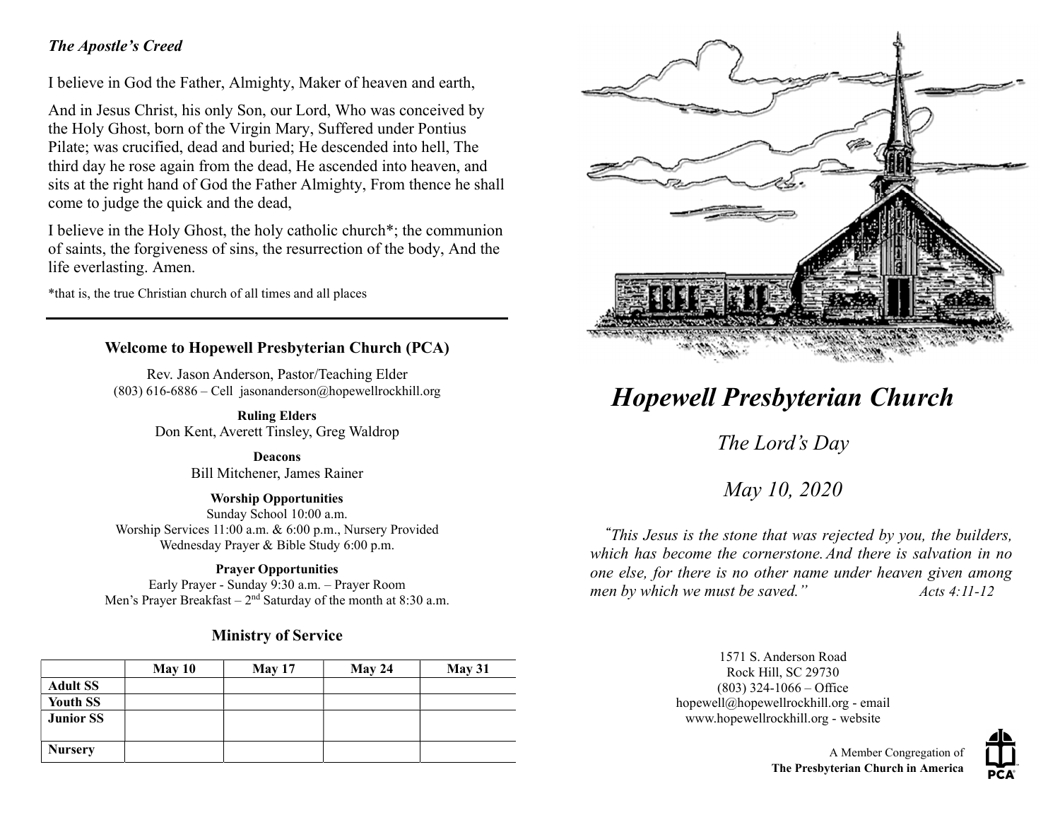*The Apostle's Creed*

I believe in God the Father, Almighty, Maker of heaven and earth,

And in Jesus Christ, his only Son, our Lord, Who was conceived by the Holy Ghost, born of the Virgin Mary, Suffered under Pontius Pilate; was crucified, dead and buried; He descended into hell, The third day he rose again from the dead, He ascended into heaven, and sits at the right hand of God the Father Almighty, From thence he shall come to judge the quick and the dead,

I believe in the Holy Ghost, the holy catholic church*; the communion of saints, the forgiveness of sins, the resurrection of the body, And the life everlasting. Amen.

*that is, the true Christian church of all times and all places

---

### Welcome to Hopewell Presbyterian Church (PCA)

Rev. Jason Anderson, Pastor/Teaching Elder
(803) 616-6886 – Cell jasonanderson@hopewellrockhill.org

**Ruling Elders**
Don Kent, Averett Tinsley, Greg Waldrop

**Deacons**
Bill Mitchener, James Rainer

**Worship Opportunities**
Sunday School 10:00 a.m.
Worship Services 11:00 a.m. & 6:00 p.m., Nursery Provided
Wednesday Prayer & Bible Study 6:00 p.m.

**Prayer Opportunities**
Early Prayer - Sunday 9:30 a.m. – Prayer Room
Men's Prayer Breakfast – 2nd Saturday of the month at 8:30 a.m.

### Ministry of Service

| | May 10 | May 17 | May 24 | May 31 |
|---|---|---|---|---|
| **Adult SS** | | | | |
| **Youth SS** | | | | |
| **Junior SS** | | | | |
| **Nursery** | | | | |

# *Hopewell Presbyterian Church*

*The Lord's Day*

*May 10, 2020*

*"This Jesus is the stone that was rejected by you, the builders, which has become the cornerstone. And there is salvation in no one else, for there is no other name under heaven given among men by which we must be saved."* *Acts 4:11-12*

1571 S. Anderson Road
Rock Hill, SC 29730
(803) 324-1066 – Office
hopewell@hopewellrockhill.org - email
www.hopewellrockhill.org - website

A Member Congregation of
**The Presbyterian Church in America**